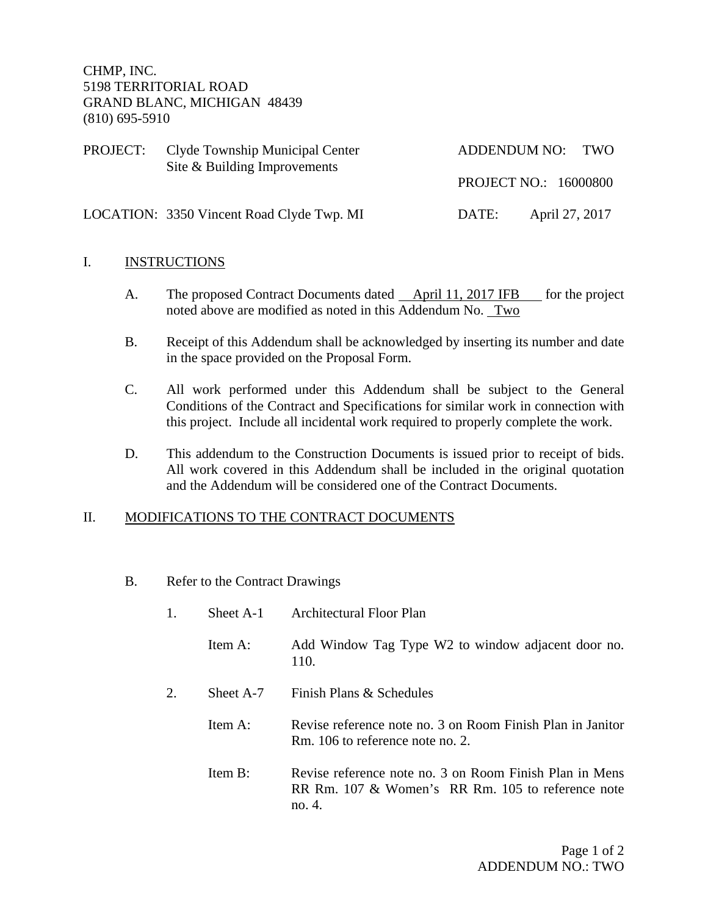CHMP, INC.
5198 TERRITORIAL ROAD
GRAND BLANC, MICHIGAN 48439
(810) 695-5910

| | | | |
|---|---|---|---|
| PROJECT: | Clyde Township Municipal Center Site & Building Improvements | ADDENDUM NO: | TWO |
| | | PROJECT NO.: | 16000800 |
| LOCATION: | 3350 Vincent Road Clyde Twp. MI | DATE: | April 27, 2017 |

## I. INSTRUCTIONS

A. The proposed Contract Documents dated April 11, 2017 IFB for the project noted above are modified as noted in this Addendum No. Two

B. Receipt of this Addendum shall be acknowledged by inserting its number and date in the space provided on the Proposal Form.

C. All work performed under this Addendum shall be subject to the General Conditions of the Contract and Specifications for similar work in connection with this project. Include all incidental work required to properly complete the work.

D. This addendum to the Construction Documents is issued prior to receipt of bids. All work covered in this Addendum shall be included in the original quotation and the Addendum will be considered one of the Contract Documents.

## II. MODIFICATIONS TO THE CONTRACT DOCUMENTS

B. Refer to the Contract Drawings

1. Sheet A-1 Architectural Floor Plan

   Item A: Add Window Tag Type W2 to window adjacent door no. 110.

2. Sheet A-7 Finish Plans & Schedules

   Item A: Revise reference note no. 3 on Room Finish Plan in Janitor Rm. 106 to reference note no. 2.

   Item B: Revise reference note no. 3 on Room Finish Plan in Mens RR Rm. 107 & Women's RR Rm. 105 to reference note no. 4.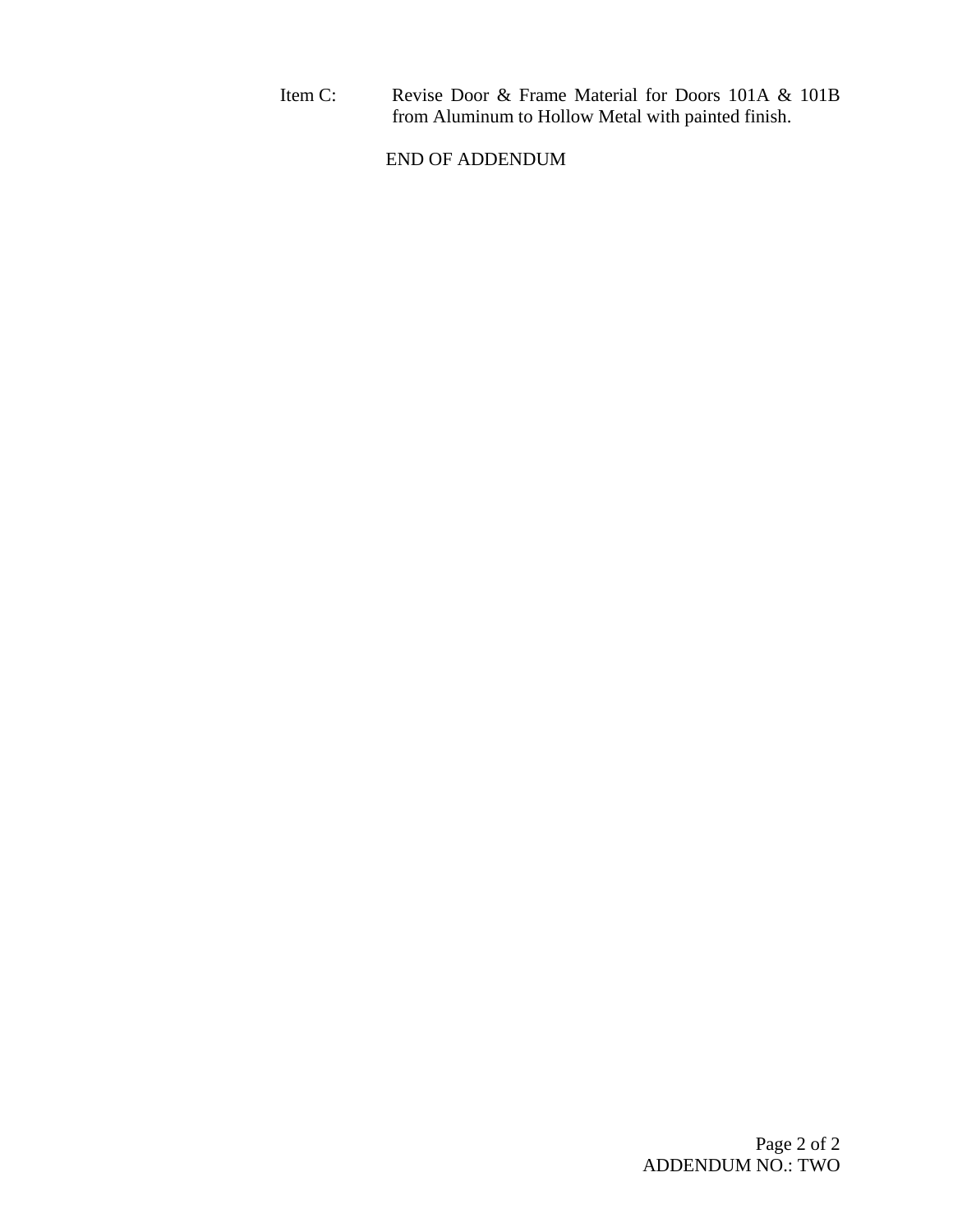Item C: Revise Door & Frame Material for Doors 101A & 101B from Aluminum to Hollow Metal with painted finish.

END OF ADDENDUM